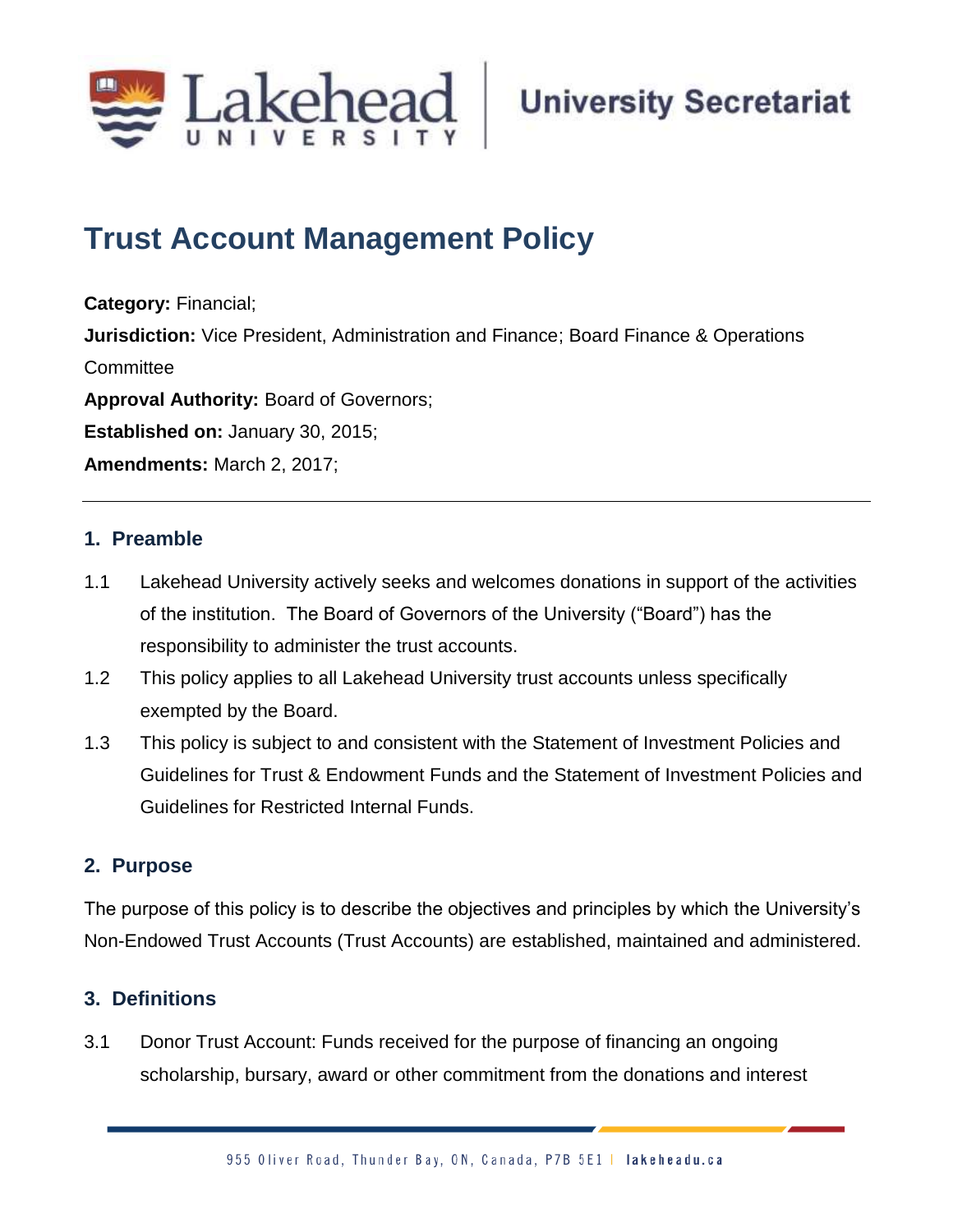Lakehead UNIVERSITY | University Secretariat

# Trust Account Management Policy

**Category:** Financial;

**Jurisdiction:** Vice President, Administration and Finance; Board Finance & Operations Committee

**Approval Authority:** Board of Governors;

**Established on:** January 30, 2015;

**Amendments:** March 2, 2017;

---

## 1. Preamble

1.1 Lakehead University actively seeks and welcomes donations in support of the activities of the institution. The Board of Governors of the University ("Board") has the responsibility to administer the trust accounts.

1.2 This policy applies to all Lakehead University trust accounts unless specifically exempted by the Board.

1.3 This policy is subject to and consistent with the Statement of Investment Policies and Guidelines for Trust & Endowment Funds and the Statement of Investment Policies and Guidelines for Restricted Internal Funds.

## 2. Purpose

The purpose of this policy is to describe the objectives and principles by which the University's Non-Endowed Trust Accounts (Trust Accounts) are established, maintained and administered.

## 3. Definitions

3.1 Donor Trust Account: Funds received for the purpose of financing an ongoing scholarship, bursary, award or other commitment from the donations and interest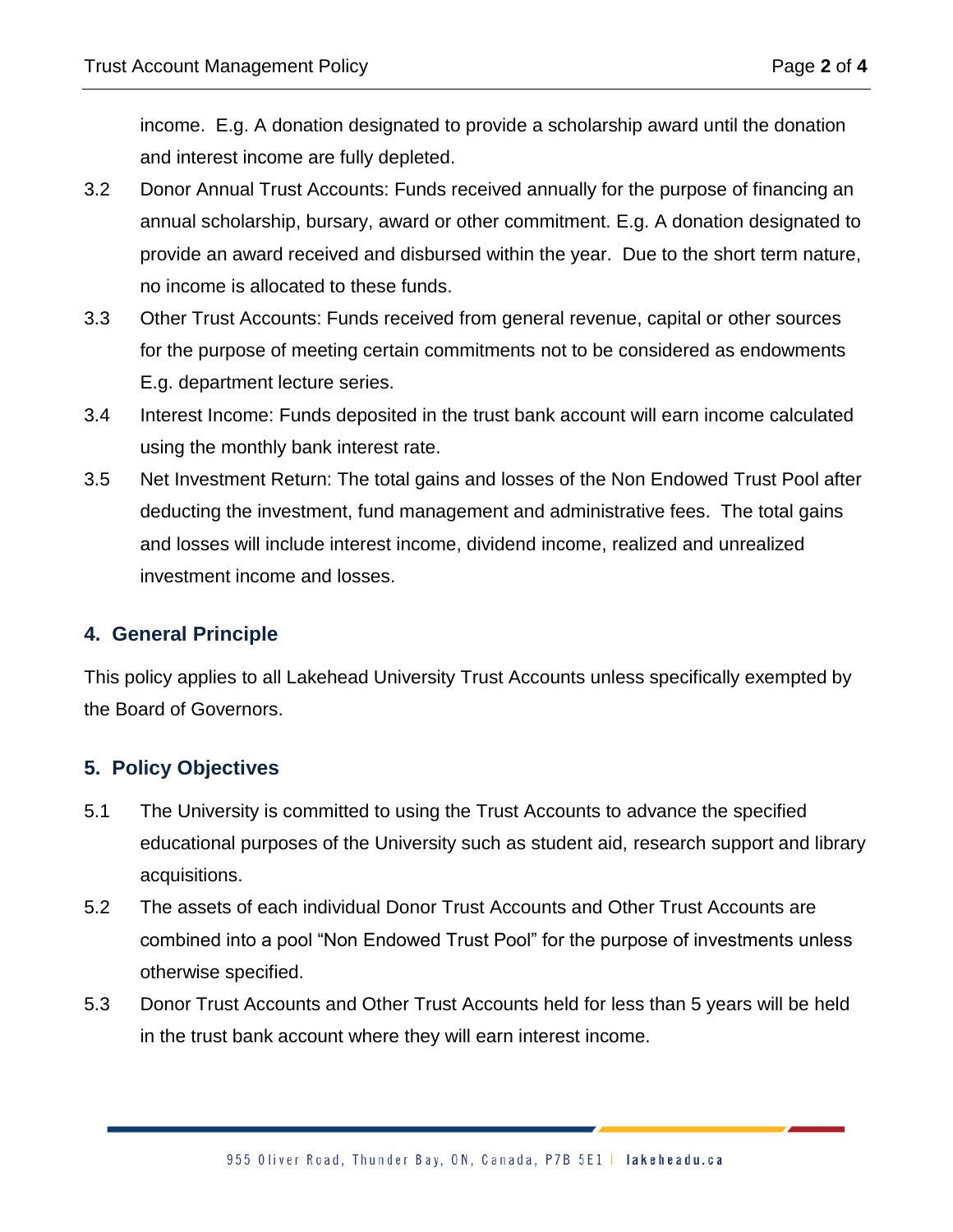income. E.g. A donation designated to provide a scholarship award until the donation and interest income are fully depleted.

3.2 Donor Annual Trust Accounts: Funds received annually for the purpose of financing an annual scholarship, bursary, award or other commitment. E.g. A donation designated to provide an award received and disbursed within the year. Due to the short term nature, no income is allocated to these funds.

3.3 Other Trust Accounts: Funds received from general revenue, capital or other sources for the purpose of meeting certain commitments not to be considered as endowments E.g. department lecture series.

3.4 Interest Income: Funds deposited in the trust bank account will earn income calculated using the monthly bank interest rate.

3.5 Net Investment Return: The total gains and losses of the Non Endowed Trust Pool after deducting the investment, fund management and administrative fees. The total gains and losses will include interest income, dividend income, realized and unrealized investment income and losses.

## 4. General Principle

This policy applies to all Lakehead University Trust Accounts unless specifically exempted by the Board of Governors.

## 5. Policy Objectives

5.1 The University is committed to using the Trust Accounts to advance the specified educational purposes of the University such as student aid, research support and library acquisitions.

5.2 The assets of each individual Donor Trust Accounts and Other Trust Accounts are combined into a pool "Non Endowed Trust Pool" for the purpose of investments unless otherwise specified.

5.3 Donor Trust Accounts and Other Trust Accounts held for less than 5 years will be held in the trust bank account where they will earn interest income.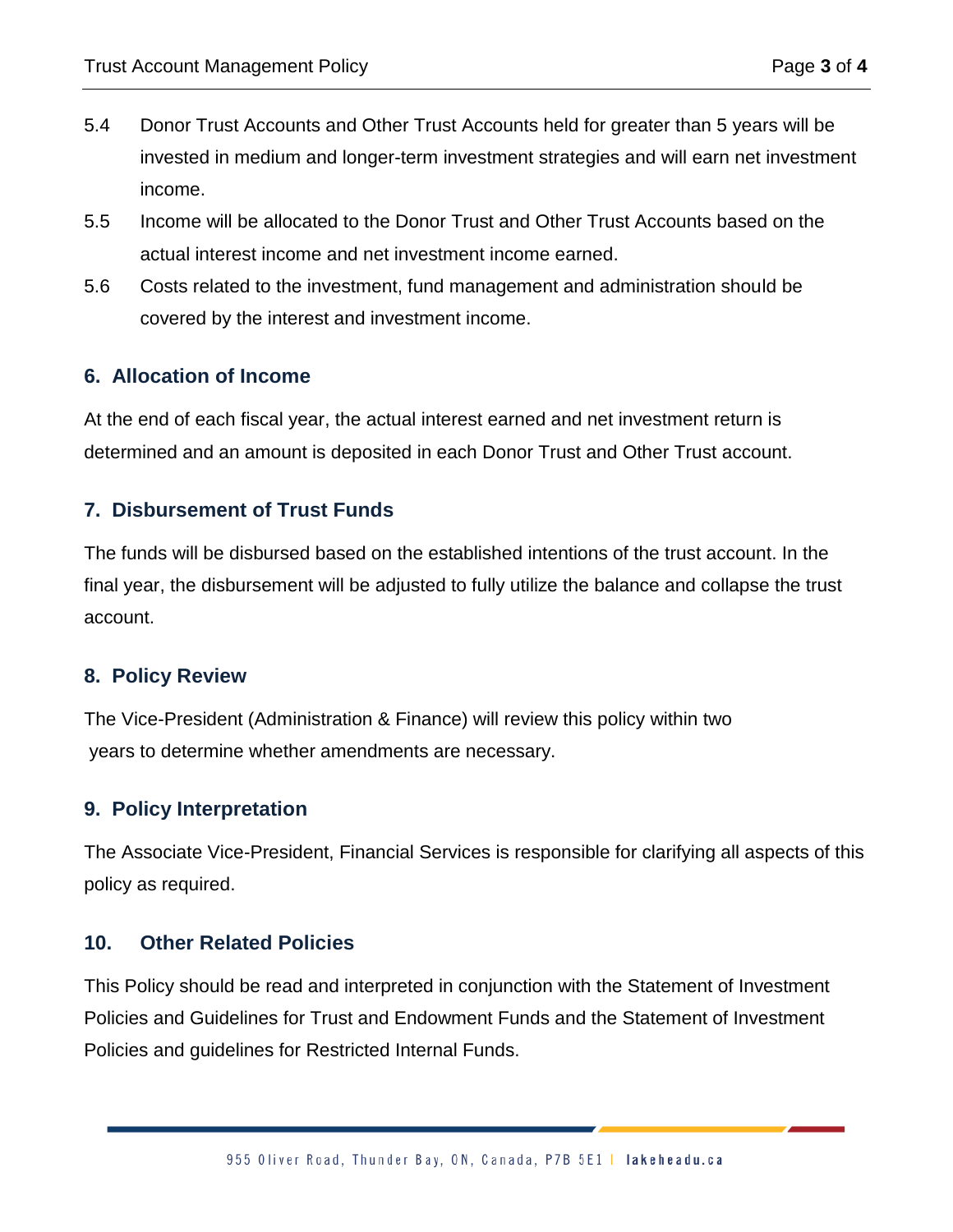5.4 Donor Trust Accounts and Other Trust Accounts held for greater than 5 years will be invested in medium and longer-term investment strategies and will earn net investment income.

5.5 Income will be allocated to the Donor Trust and Other Trust Accounts based on the actual interest income and net investment income earned.

5.6 Costs related to the investment, fund management and administration should be covered by the interest and investment income.

## 6. Allocation of Income

At the end of each fiscal year, the actual interest earned and net investment return is determined and an amount is deposited in each Donor Trust and Other Trust account.

## 7. Disbursement of Trust Funds

The funds will be disbursed based on the established intentions of the trust account. In the final year, the disbursement will be adjusted to fully utilize the balance and collapse the trust account.

## 8. Policy Review

The Vice-President (Administration & Finance) will review this policy within two years to determine whether amendments are necessary.

## 9. Policy Interpretation

The Associate Vice-President, Financial Services is responsible for clarifying all aspects of this policy as required.

## 10. Other Related Policies

This Policy should be read and interpreted in conjunction with the Statement of Investment Policies and Guidelines for Trust and Endowment Funds and the Statement of Investment Policies and guidelines for Restricted Internal Funds.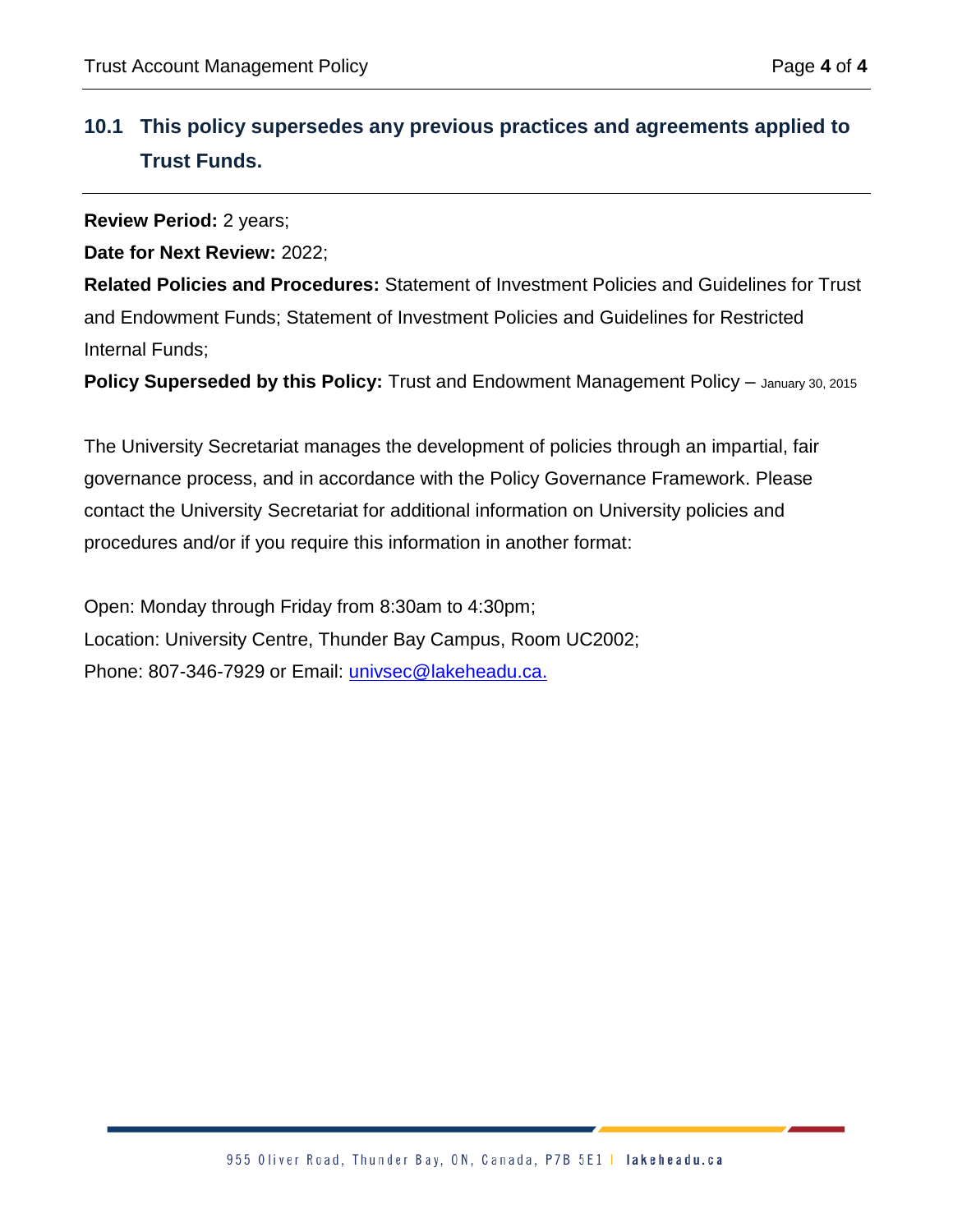## 10.1 This policy supersedes any previous practices and agreements applied to Trust Funds.

---

**Review Period:** 2 years;

**Date for Next Review:** 2022;

**Related Policies and Procedures:** Statement of Investment Policies and Guidelines for Trust and Endowment Funds; Statement of Investment Policies and Guidelines for Restricted Internal Funds;

**Policy Superseded by this Policy:** Trust and Endowment Management Policy – January 30, 2015

The University Secretariat manages the development of policies through an impartial, fair governance process, and in accordance with the Policy Governance Framework. Please contact the University Secretariat for additional information on University policies and procedures and/or if you require this information in another format:

Open: Monday through Friday from 8:30am to 4:30pm;
Location: University Centre, Thunder Bay Campus, Room UC2002;
Phone: 807-346-7929 or Email: univsec@lakeheadu.ca.